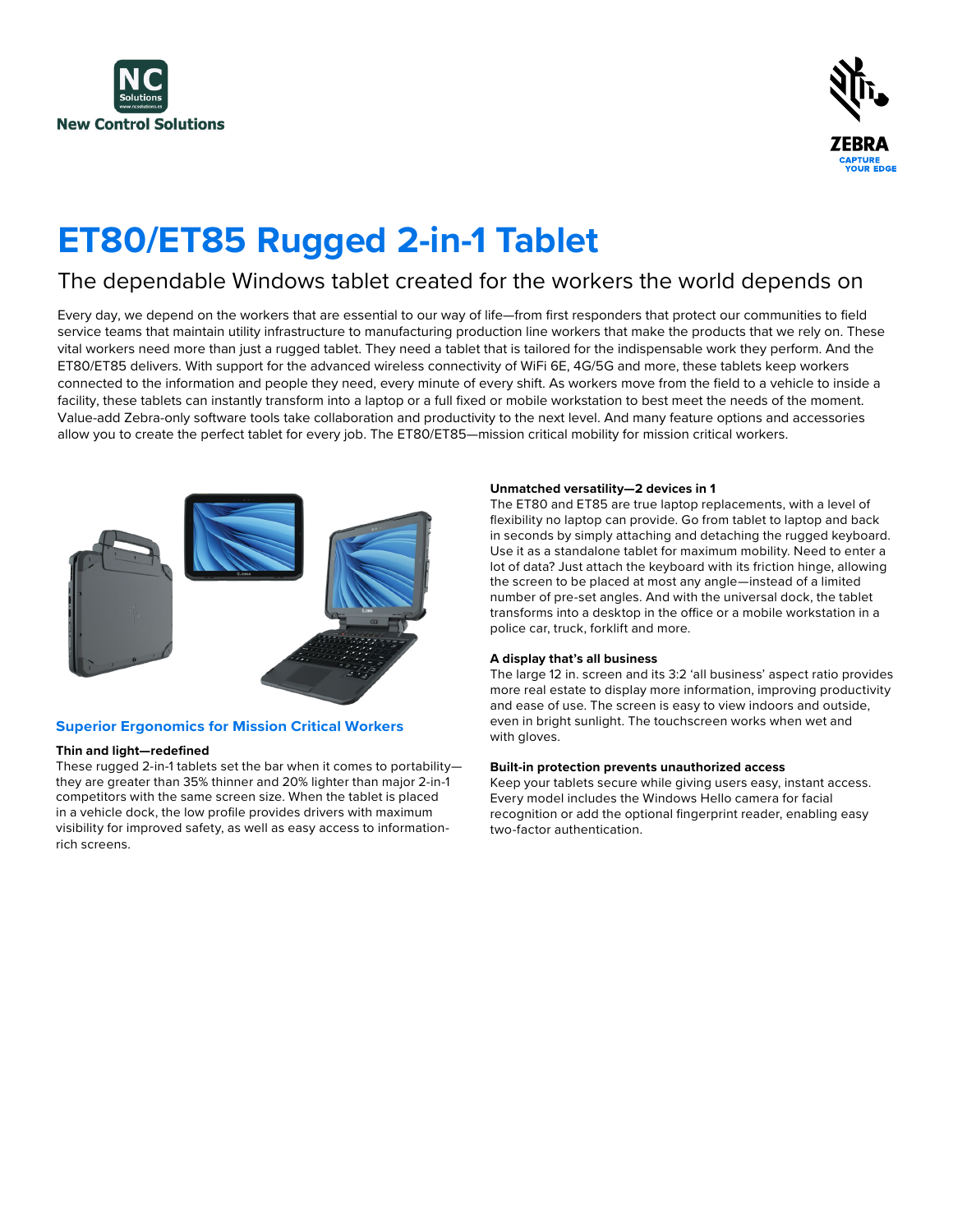# ET80/ET85 Rugged 2-in-1 Tablet

## The dependable Windows tablet created for the workers the world depends on

Every day, we depend on the workers that are essential to our way of life—from first responders that protect our communities to field service teams that maintain utility infrastructure to manufacturing production line workers that make the products that we rely on. These vital workers need more than just a rugged tablet. They need a tablet that is tailored for the indispensable work they perform. And the ET80/ET85 delivers. With support for the advanced wireless connectivity of WiFi 6E, 4G/5G and more, these tablets keep workers connected to the information and people they need, every minute of every shift. As workers move from the field to a vehicle to inside a facility, these tablets can instantly transform into a laptop or a full fixed or mobile workstation to best meet the needs of the moment. Value-add Zebra-only software tools take collaboration and productivity to the next level. And many feature options and accessories allow you to create the perfect tablet for every job. The ET80/ET85—mission critical mobility for mission critical workers.

### Superior Ergonomics for Mission Critical Workers

**Thin and light—redefined**

These rugged 2-in-1 tablets set the bar when it comes to portability—they are greater than 35% thinner and 20% lighter than major 2-in-1 competitors with the same screen size. When the tablet is placed in a vehicle dock, the low profile provides drivers with maximum visibility for improved safety, as well as easy access to information-rich screens.

**Unmatched versatility—2 devices in 1**

The ET80 and ET85 are true laptop replacements, with a level of flexibility no laptop can provide. Go from tablet to laptop and back in seconds by simply attaching and detaching the rugged keyboard. Use it as a standalone tablet for maximum mobility. Need to enter a lot of data? Just attach the keyboard with its friction hinge, allowing the screen to be placed at most any angle—instead of a limited number of pre-set angles. And with the universal dock, the tablet transforms into a desktop in the office or a mobile workstation in a police car, truck, forklift and more.

**A display that's all business**

The large 12 in. screen and its 3:2 'all business' aspect ratio provides more real estate to display more information, improving productivity and ease of use. The screen is easy to view indoors and outside, even in bright sunlight. The touchscreen works when wet and with gloves.

**Built-in protection prevents unauthorized access**

Keep your tablets secure while giving users easy, instant access. Every model includes the Windows Hello camera for facial recognition or add the optional fingerprint reader, enabling easy two-factor authentication.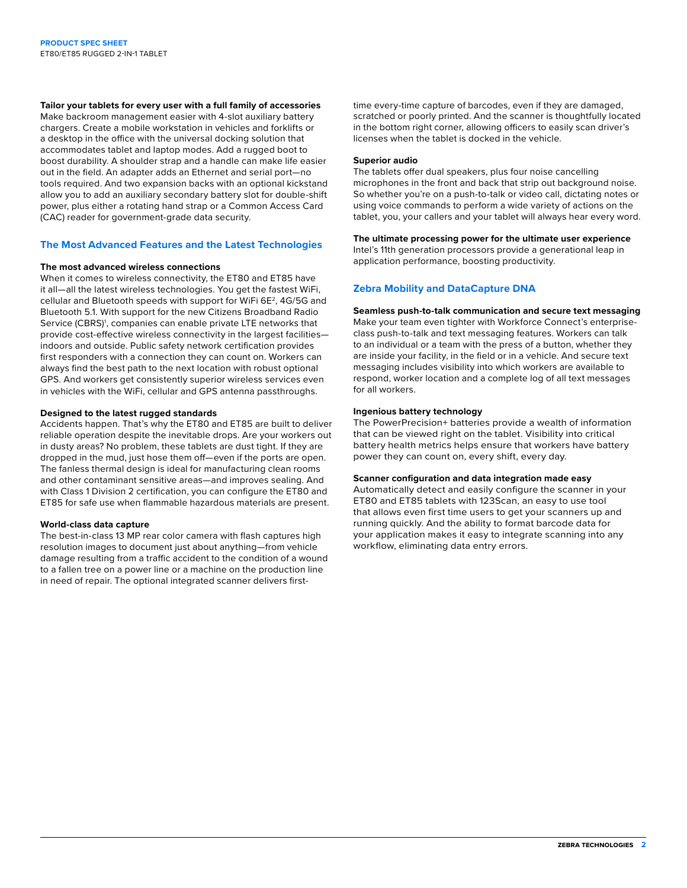**Tailor your tablets for every user with a full family of accessories**
Make backroom management easier with 4-slot auxiliary battery chargers. Create a mobile workstation in vehicles and forklifts or a desktop in the office with the universal docking solution that accommodates tablet and laptop modes. Add a rugged boot to boost durability. A shoulder strap and a handle can make life easier out in the field. An adapter adds an Ethernet and serial port—no tools required. And two expansion backs with an optional kickstand allow you to add an auxiliary secondary battery slot for double-shift power, plus either a rotating hand strap or a Common Access Card (CAC) reader for government-grade data security.

## The Most Advanced Features and the Latest Technologies

**The most advanced wireless connections**
When it comes to wireless connectivity, the ET80 and ET85 have it all—all the latest wireless technologies. You get the fastest WiFi, cellular and Bluetooth speeds with support for WiFi 6E[2], 4G/5G and Bluetooth 5.1. With support for the new Citizens Broadband Radio Service (CBRS)[1], companies can enable private LTE networks that provide cost-effective wireless connectivity in the largest facilities—indoors and outside. Public safety network certification provides first responders with a connection they can count on. Workers can always find the best path to the next location with robust optional GPS. And workers get consistently superior wireless services even in vehicles with the WiFi, cellular and GPS antenna passthroughs.

**Designed to the latest rugged standards**
Accidents happen. That's why the ET80 and ET85 are built to deliver reliable operation despite the inevitable drops. Are your workers out in dusty areas? No problem, these tablets are dust tight. If they are dropped in the mud, just hose them off—even if the ports are open. The fanless thermal design is ideal for manufacturing clean rooms and other contaminant sensitive areas—and improves sealing. And with Class 1 Division 2 certification, you can configure the ET80 and ET85 for safe use when flammable hazardous materials are present.

**World-class data capture**
The best-in-class 13 MP rear color camera with flash captures high resolution images to document just about anything—from vehicle damage resulting from a traffic accident to the condition of a wound to a fallen tree on a power line or a machine on the production line in need of repair. The optional integrated scanner delivers first-time every-time capture of barcodes, even if they are damaged, scratched or poorly printed. And the scanner is thoughtfully located in the bottom right corner, allowing officers to easily scan driver's licenses when the tablet is docked in the vehicle.

**Superior audio**
The tablets offer dual speakers, plus four noise cancelling microphones in the front and back that strip out background noise. So whether you're on a push-to-talk or video call, dictating notes or using voice commands to perform a wide variety of actions on the tablet, you, your callers and your tablet will always hear every word.

**The ultimate processing power for the ultimate user experience**
Intel's 11th generation processors provide a generational leap in application performance, boosting productivity.

## Zebra Mobility and DataCapture DNA

**Seamless push-to-talk communication and secure text messaging**
Make your team even tighter with Workforce Connect's enterprise-class push-to-talk and text messaging features. Workers can talk to an individual or a team with the press of a button, whether they are inside your facility, in the field or in a vehicle. And secure text messaging includes visibility into which workers are available to respond, worker location and a complete log of all text messages for all workers.

**Ingenious battery technology**
The PowerPrecision+ batteries provide a wealth of information that can be viewed right on the tablet. Visibility into critical battery health metrics helps ensure that workers have battery power they can count on, every shift, every day.

**Scanner configuration and data integration made easy**
Automatically detect and easily configure the scanner in your ET80 and ET85 tablets with 123Scan, an easy to use tool that allows even first time users to get your scanners up and running quickly. And the ability to format barcode data for your application makes it easy to integrate scanning into any workflow, eliminating data entry errors.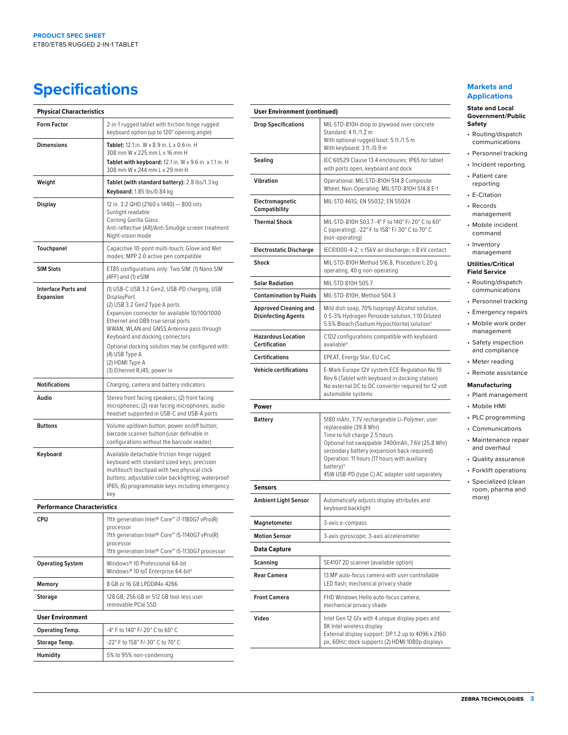# Specifications

| Physical Characteristics | |
|---|---|
| **Form Factor** | 2-in-1 rugged tablet with friction hinge rugged keyboard option (up to 120° opening angle) |
| **Dimensions** | **Tablet:** 12.1 in. W x 8.9 in. L x 0.6 in. H<br>308 mm W x 225 mm L x 16 mm H<br>**Tablet with keyboard:** 12.1 in. W x 9.6 in. x 1.1 in. H<br>308 mm W x 244 mm L x 29 mm H |
| **Weight** | **Tablet (with standard battery):** 2.8 lbs/1.3 kg<br>**Keyboard:** 1.85 lbs/0.84 kg |
| **Display** | 12 in. 3:2 QHD (2160 x 1440) — 800 nits<br>Sunlight readable<br>Corning Gorilla Glass<br>Anti-reflective (AR)/Anti-Smudge screen treatment<br>Night-vision mode |
| **Touchpanel** | Capacitive 10-point multi-touch; Glove and Wet modes; MPP 2.0 active pen compatible |
| **SIM Slots** | ET85 configurations only: Two SIM: (1) Nano SIM (4FF) and (1) eSIM |
| **Interface Ports and Expansion** | (1) USB-C USB 3.2 Gen2, USB-PD charging, USB DisplayPort<br>(2) USB 3.2 Gen2 Type A ports<br>Expansion connector for available 10/100/1000 Ethernet and DB9 true serial ports<br>WWAN, WLAN and GNSS Antenna pass through<br>Keyboard and docking connectors<br>Optional docking solution may be configured with:<br>(4) USB Type A<br>(2) HDMI Type A<br>(3) Ethernet RJ45; power in |
| **Notifications** | Charging, camera and battery indicators |
| **Audio** | Stereo front facing speakers; (2) front facing microphones; (2) rear facing microphones; audio headset supported in USB-C and USB-A ports |
| **Buttons** | Volume up/down button; power on/off button; barcode scanner button (user definable in configurations without the barcode reader) |
| **Keyboard** | Available detachable friction hinge rugged keyboard with standard sized keys; precision multitouch touchpad with two physical click buttons; adjustable color backlighting; waterproof IP65; (6) programmable keys including emergency key |

| Performance Characteristics | |
|---|---|
| **CPU** | 11th generation Intel® Core™ i7-1180G7 vPro(R) processor<br>11th generation Intel® Core™ i5-1140G7 vPro(R) processor<br>11th generation Intel® Core™ i5-1130G7 processor |
| **Operating System** | Windows® 10 Professional 64-bit<br>Windows® 10 IoT Enterprise 64-bit[2] |
| **Memory** | 8 GB or 16 GB LPDDR4x-4266 |
| **Storage** | 128 GB, 256 GB or 512 GB tool-less user removable PCIe SSD |

| User Environment | |
|---|---|
| **Operating Temp.** | -4° F to 140° F/-20° C to 60° C |
| **Storage Temp.** | -22° F to 158° F/-30° C to 70° C |
| **Humidity** | 5% to 95% non-condensing |
| **Drop Specifications** | MIL-STD-810H drop to plywood over concrete<br>Standard: 4 ft./1.2 m<br>With optional rugged boot: 5 ft./1.5 m<br>With keyboard: 3 ft./0.9 m |
| **Sealing** | IEC 60529 Clause 13.4 enclosures; IP65 for tablet with ports open, keyboard and dock |
| **Vibration** | Operational: MIL-STD-810H 514.8 Composite Wheel; Non-Operating: MIL-STD-810H 514.8 E-1 |
| **Electromagnetic Compatibility** | MIL-STD 461G; EN 55032; EN 55024 |
| **Thermal Shock** | MIL-STD-810H 503.7 -4° F to 140° F/-20° C to 60° C (operating); -22° F to 158° F/-30° C to 70° C (non-operating) |
| **Electrostatic Discharge** | IEC61000-4-2; ± 15kV air discharge; ± 8 kV contact |
| **Shock** | MIL-STD-810H Method 516.8, Procedure I; 20 g operating, 40 g non-operating |
| **Solar Radiation** | MIL-STD 810H 505.7 |
| **Contamination by Fluids** | MIL-STD-810H, Method 504.3 |
| **Approved Cleaning and Disinfecting Agents** | Mild dish soap, 70% Isopropyl Alcohol solution, 0.5-3% Hydrogen Peroxide solution, 1:10 Diluted 5.5% Bleach (Sodium Hypochlorite) solution[3] |
| **Hazardous Location Certification** | C1D2 configurations compatible with keyboard available[6] |
| **Certifications** | EPEAT, Energy Star, EU CoC |
| **Vehicle certifications** | E-Mark Europe 12V system ECE Regulation No.10 Rev 6 (Tablet with keyboard in docking station)<br>No external DC to DC converter required for 12 volt automobile systems |

| Power | |
|---|---|
| **Battery** | 5180 mAhr, 7.7V rechargeable Li-Polymer; user replaceable (39.8 Whr)<br>Time to full charge 2.5 hours<br>Optional hot swappable 3400mAh, 7.6V (25.8 Whr) secondary battery (expansion back required)<br>Operation: 11 hours (17 hours with auxiliary battery)[4]<br>45W USB-PD (type C) AC adapter sold separately |

| Sensors | |
|---|---|
| **Ambient Light Sensor** | Automatically adjusts display attributes and keyboard backlight |
| **Magnetometer** | 3-axis e-compass |
| **Motion Sensor** | 3-axis gyroscope; 3-axis accelerometer |

| Data Capture | |
|---|---|
| **Scanning** | SE4107 2D scanner (available option) |
| **Rear Camera** | 13 MP auto-focus camera with user controllable LED flash; mechanical privacy shade |
| **Front Camera** | FHD Windows Hello auto-focus camera; mechanical privacy shade |
| **Video** | Intel Gen 12 Gfx with 4 unique display pipes and 8K Intel wireless display<br>External display support: DP 1.2 up to 4096 x 2160 px, 60Hz; dock supports (2) HDMI 1080p displays |

## Markets and Applications

### State and Local Government/Public Safety

- Routing/dispatch communications
- Personnel tracking
- Incident reporting
- Patient care reporting
- E-Citation
- Records management
- Mobile incident command
- Inventory management

### Utilities/Critical Field Service

- Routing/dispatch communications
- Personnel tracking
- Emergency repairs
- Mobile work order management
- Safety inspection and compliance
- Meter reading
- Remote assistance

### Manufacturing

- Plant management
- Mobile HMI
- PLC programming
- Communications
- Maintenance repair and overhaul
- Quality assurance
- Forklift operations
- Specialized (clean room, pharma and more)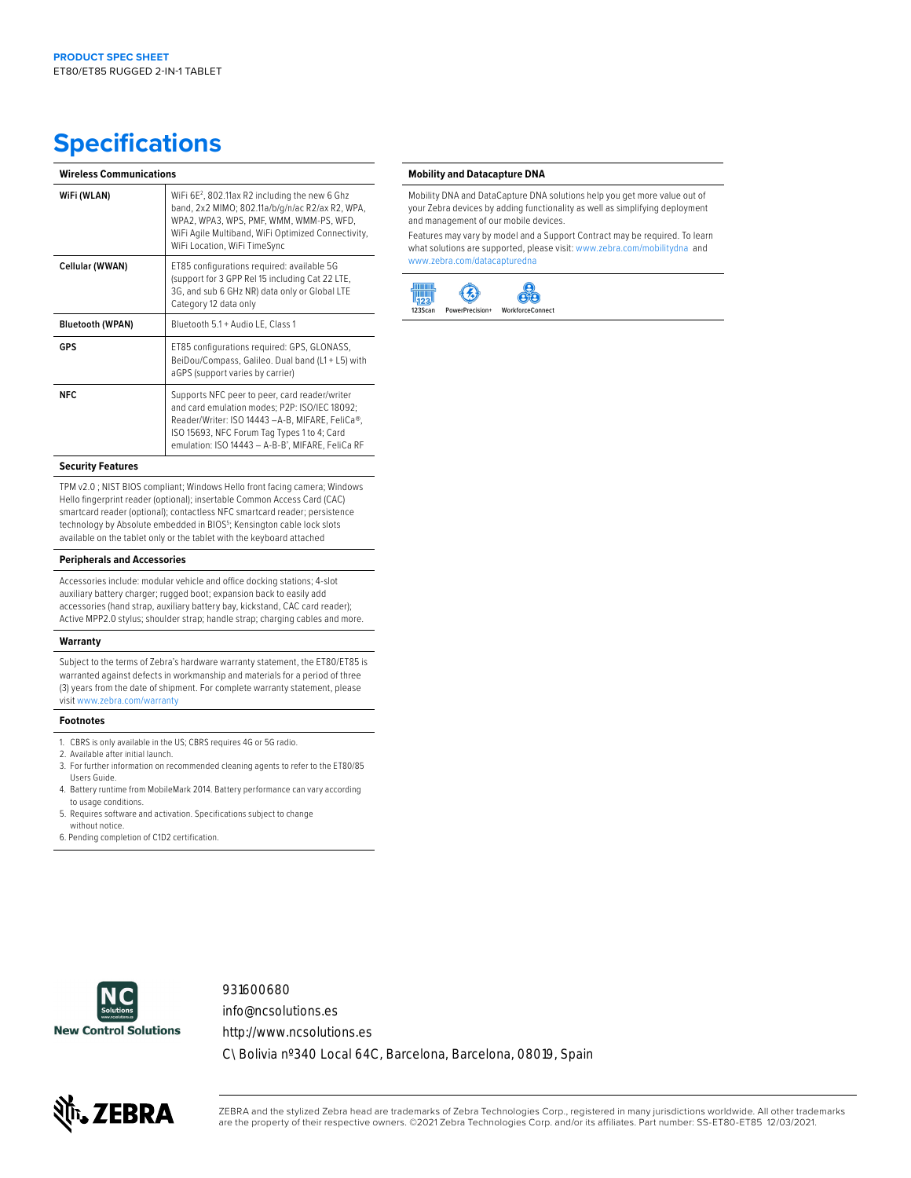# Specifications

## Wireless Communications

| | |
|---|---|
| **WiFi (WLAN)** | WiFi 6E[2], 802.11ax R2 including the new 6 Ghz band, 2x2 MIMO; 802.11a/b/g/n/ac R2/ax R2, WPA, WPA2, WPA3, WPS, PMF, WMM, WMM-PS, WFD, WiFi Agile Multiband, WiFi Optimized Connectivity, WiFi Location, WiFi TimeSync |
| **Cellular (WWAN)** | ET85 configurations required: available 5G (support for 3 GPP Rel 15 including Cat 22 LTE, 3G, and sub 6 GHz NR) data only or Global LTE Category 12 data only |
| **Bluetooth (WPAN)** | Bluetooth 5.1 + Audio LE, Class 1 |
| **GPS** | ET85 configurations required: GPS, GLONASS, BeiDou/Compass, Galileo. Dual band (L1 + L5) with aGPS (support varies by carrier) |
| **NFC** | Supports NFC peer to peer, card reader/writer and card emulation modes; P2P: ISO/IEC 18092; Reader/Writer: ISO 14443 –A-B, MIFARE, FeliCa®, ISO 15693, NFC Forum Tag Types 1 to 4; Card emulation: ISO 14443 – A-B-B', MIFARE, FeliCa RF |

## Security Features

TPM v2.0 ; NIST BIOS compliant; Windows Hello front facing camera; Windows Hello fingerprint reader (optional); insertable Common Access Card (CAC) smartcard reader (optional); contactless NFC smartcard reader; persistence technology by Absolute embedded in BIOS[5]; Kensington cable lock slots available on the tablet only or the tablet with the keyboard attached

## Peripherals and Accessories

Accessories include: modular vehicle and office docking stations; 4-slot auxiliary battery charger; rugged boot; expansion back to easily add accessories (hand strap, auxiliary battery bay, kickstand, CAC card reader); Active MPP2.0 stylus; shoulder strap; handle strap; charging cables and more.

## Warranty

Subject to the terms of Zebra's hardware warranty statement, the ET80/ET85 is warranted against defects in workmanship and materials for a period of three (3) years from the date of shipment. For complete warranty statement, please visit www.zebra.com/warranty

## Footnotes

1. CBRS is only available in the US; CBRS requires 4G or 5G radio.
2. Available after initial launch.
3. For further information on recommended cleaning agents to refer to the ET80/85 Users Guide.
4. Battery runtime from MobileMark 2014. Battery performance can vary according to usage conditions.
5. Requires software and activation. Specifications subject to change without notice.
6. Pending completion of C1D2 certification.

## Mobility and Datacapture DNA

Mobility DNA and DataCapture DNA solutions help you get more value out of your Zebra devices by adding functionality as well as simplifying deployment and management of our mobile devices.

Features may vary by model and a Support Contract may be required. To learn what solutions are supported, please visit: www.zebra.com/mobilitydna and www.zebra.com/datacapturedna

123Scan PowerPrecision+ WorkforceConnect

New Control Solutions

931600680
info@ncsolutions.es
http://www.ncsolutions.es
C\ Bolivia nº340 Local 64C, Barcelona, Barcelona, 08019, Spain

ZEBRA and the stylized Zebra head are trademarks of Zebra Technologies Corp., registered in many jurisdictions worldwide. All other trademarks are the property of their respective owners. ©2021 Zebra Technologies Corp. and/or its affiliates. Part number: SS-ET80-ET85 12/03/2021.